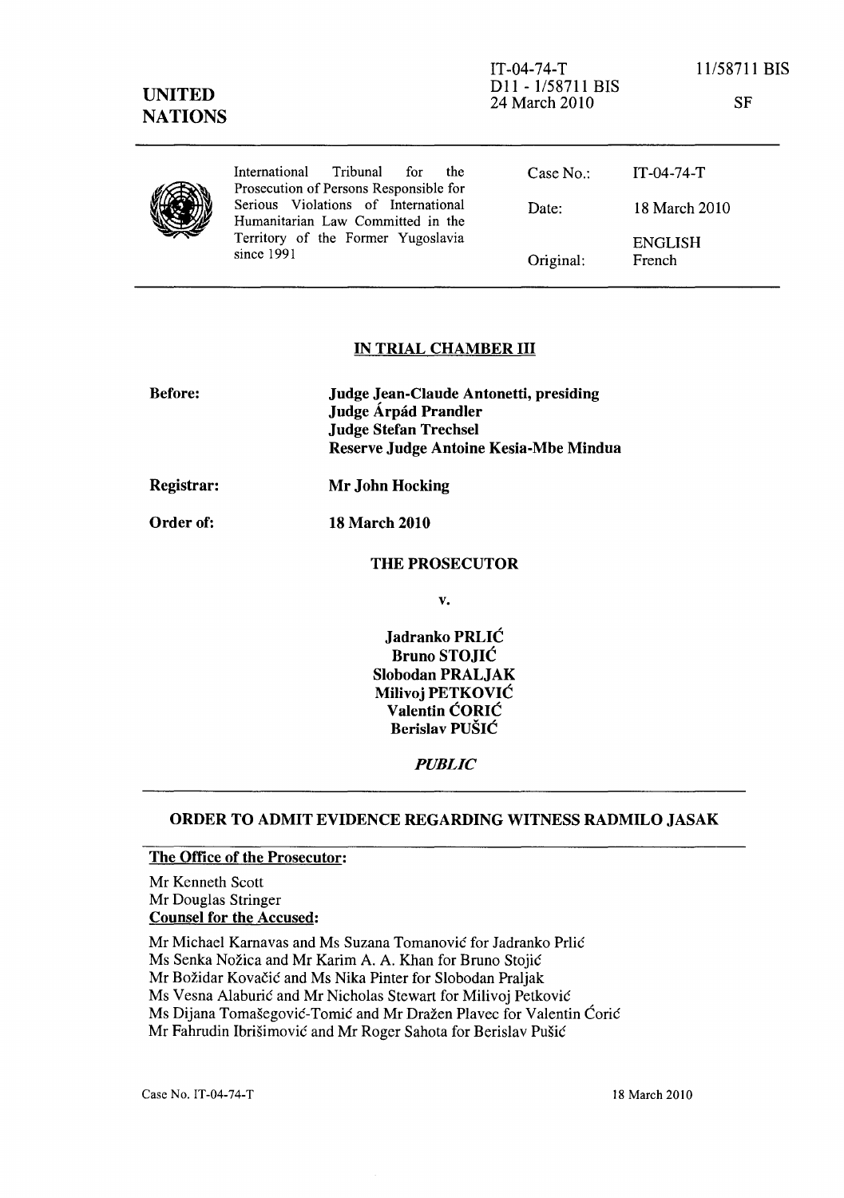IT-04-74-T
D11 - 1/58711 BIS
24 March 2010

11/58711 BIS

SF

**UNITED NATIONS**

| | | |
|---|---|---|
| International Tribunal for the Prosecution of Persons Responsible for Serious Violations of International Humanitarian Law Committed in the Territory of the Former Yugoslavia since 1991 | Case No.: | IT-04-74-T |
| | Date: | 18 March 2010 |
| | Original: | ENGLISH<br>French |

## IN TRIAL CHAMBER III

**Before:** **Judge Jean-Claude Antonetti, presiding**
**Judge Árpád Prandler**
**Judge Stefan Trechsel**
**Reserve Judge Antoine Kesia-Mbe Mindua**

**Registrar:** **Mr John Hocking**

**Order of:** **18 March 2010**

**THE PROSECUTOR**

**v.**

**Jadranko PRLIĆ**
**Bruno STOJIĆ**
**Slobodan PRALJAK**
**Milivoj PETKOVIĆ**
**Valentin ĆORIĆ**
**Berislav PUŠIĆ**

***PUBLIC***

## ORDER TO ADMIT EVIDENCE REGARDING WITNESS RADMILO JASAK

**The Office of the Prosecutor:**

Mr Kenneth Scott
Mr Douglas Stringer

**Counsel for the Accused:**

Mr Michael Karnavas and Ms Suzana Tomanović for Jadranko Prlić
Ms Senka Nožica and Mr Karim A. A. Khan for Bruno Stojić
Mr Božidar Kovačić and Ms Nika Pinter for Slobodan Praljak
Ms Vesna Alaburić and Mr Nicholas Stewart for Milivoj Petković
Ms Dijana Tomašegović-Tomić and Mr Dražen Plavec for Valentin Ćorić
Mr Fahrudin Ibrišimović and Mr Roger Sahota for Berislav Pušić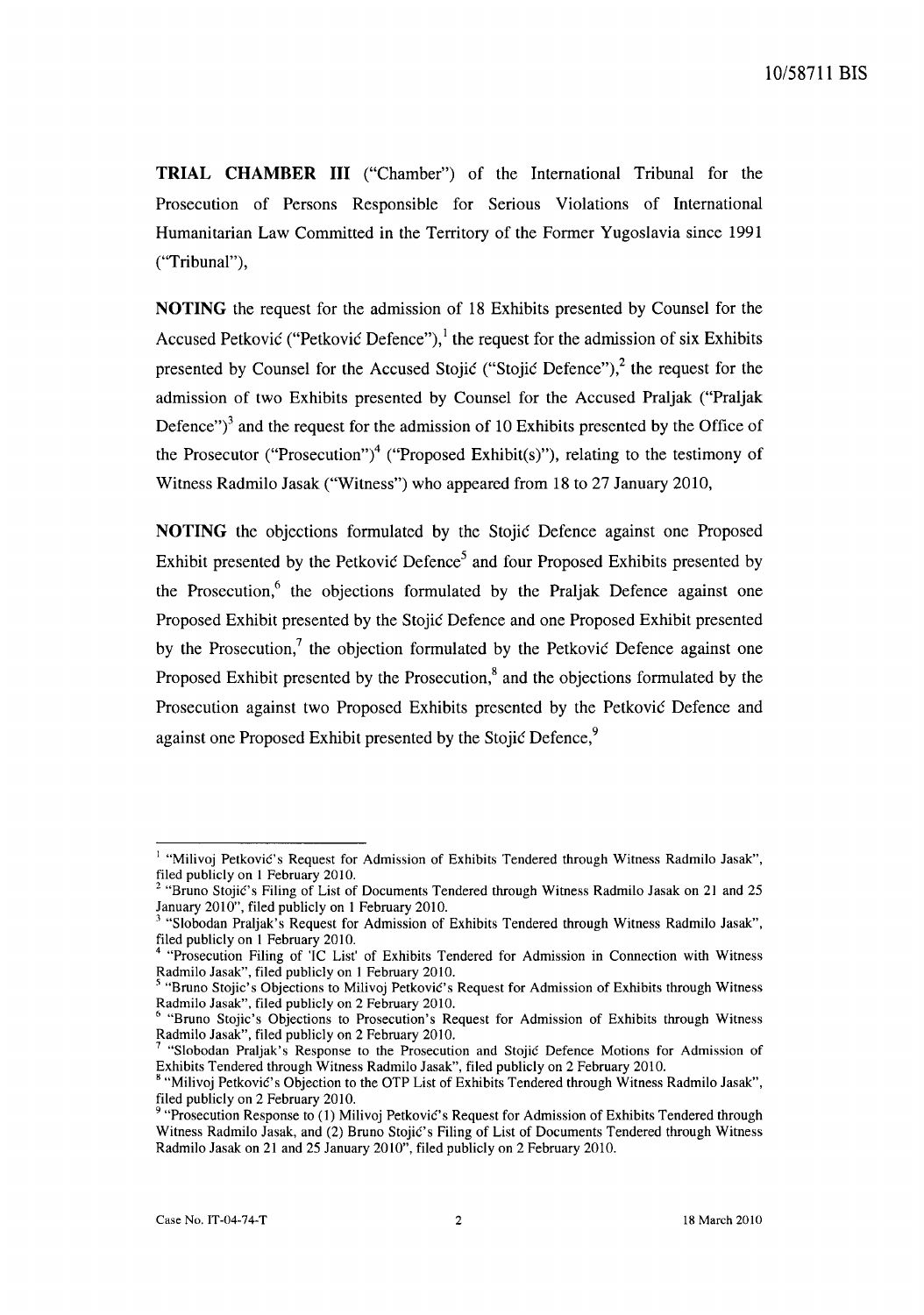**TRIAL CHAMBER III** ("Chamber") of the International Tribunal for the Prosecution of Persons Responsible for Serious Violations of International Humanitarian Law Committed in the Territory of the Former Yugoslavia since 1991 ("Tribunal"),

**NOTING** the request for the admission of 18 Exhibits presented by Counsel for the Accused Petković ("Petković Defence"),[1] the request for the admission of six Exhibits presented by Counsel for the Accused Stojić ("Stojić Defence"),[2] the request for the admission of two Exhibits presented by Counsel for the Accused Praljak ("Praljak Defence")[3] and the request for the admission of 10 Exhibits presented by the Office of the Prosecutor ("Prosecution")[4] ("Proposed Exhibit(s)"), relating to the testimony of Witness Radmilo Jasak ("Witness") who appeared from 18 to 27 January 2010,

**NOTING** the objections formulated by the Stojić Defence against one Proposed Exhibit presented by the Petković Defence[5] and four Proposed Exhibits presented by the Prosecution,[6] the objections formulated by the Praljak Defence against one Proposed Exhibit presented by the Stojić Defence and one Proposed Exhibit presented by the Prosecution,[7] the objection formulated by the Petković Defence against one Proposed Exhibit presented by the Prosecution,[8] and the objections formulated by the Prosecution against two Proposed Exhibits presented by the Petković Defence and against one Proposed Exhibit presented by the Stojić Defence,[9]

---

[1] "Milivoj Petković's Request for Admission of Exhibits Tendered through Witness Radmilo Jasak", filed publicly on 1 February 2010.

[2] "Bruno Stojić's Filing of List of Documents Tendered through Witness Radmilo Jasak on 21 and 25 January 2010", filed publicly on 1 February 2010.

[3] "Slobodan Praljak's Request for Admission of Exhibits Tendered through Witness Radmilo Jasak", filed publicly on 1 February 2010.

[4] "Prosecution Filing of 'IC List' of Exhibits Tendered for Admission in Connection with Witness Radmilo Jasak", filed publicly on 1 February 2010.

[5] "Bruno Stojic's Objections to Milivoj Petković's Request for Admission of Exhibits through Witness Radmilo Jasak", filed publicly on 2 February 2010.

[6] "Bruno Stojic's Objections to Prosecution's Request for Admission of Exhibits through Witness Radmilo Jasak", filed publicly on 2 February 2010.

[7] "Slobodan Praljak's Response to the Prosecution and Stojić Defence Motions for Admission of Exhibits Tendered through Witness Radmilo Jasak", filed publicly on 2 February 2010.

[8] "Milivoj Petković's Objection to the OTP List of Exhibits Tendered through Witness Radmilo Jasak", filed publicly on 2 February 2010.

[9] "Prosecution Response to (1) Milivoj Petković's Request for Admission of Exhibits Tendered through Witness Radmilo Jasak, and (2) Bruno Stojić's Filing of List of Documents Tendered through Witness Radmilo Jasak on 21 and 25 January 2010", filed publicly on 2 February 2010.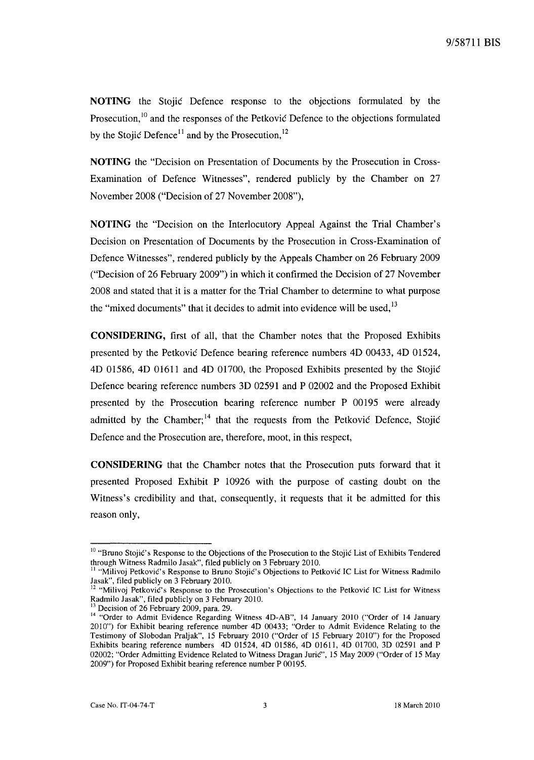**NOTING** the Stojić Defence response to the objections formulated by the Prosecution,[10] and the responses of the Petković Defence to the objections formulated by the Stojić Defence[11] and by the Prosecution,[12]

**NOTING** the "Decision on Presentation of Documents by the Prosecution in Cross-Examination of Defence Witnesses", rendered publicly by the Chamber on 27 November 2008 ("Decision of 27 November 2008"),

**NOTING** the "Decision on the Interlocutory Appeal Against the Trial Chamber's Decision on Presentation of Documents by the Prosecution in Cross-Examination of Defence Witnesses", rendered publicly by the Appeals Chamber on 26 February 2009 ("Decision of 26 February 2009") in which it confirmed the Decision of 27 November 2008 and stated that it is a matter for the Trial Chamber to determine to what purpose the "mixed documents" that it decides to admit into evidence will be used,[13]

**CONSIDERING,** first of all, that the Chamber notes that the Proposed Exhibits presented by the Petković Defence bearing reference numbers 4D 00433, 4D 01524, 4D 01586, 4D 01611 and 4D 01700, the Proposed Exhibits presented by the Stojić Defence bearing reference numbers 3D 02591 and P 02002 and the Proposed Exhibit presented by the Prosecution bearing reference number P 00195 were already admitted by the Chamber;[14] that the requests from the Petković Defence, Stojić Defence and the Prosecution are, therefore, moot, in this respect,

**CONSIDERING** that the Chamber notes that the Prosecution puts forward that it presented Proposed Exhibit P 10926 with the purpose of casting doubt on the Witness's credibility and that, consequently, it requests that it be admitted for this reason only,

---

[10] "Bruno Stojić's Response to the Objections of the Prosecution to the Stojić List of Exhibits Tendered through Witness Radmilo Jasak", filed publicly on 3 February 2010.

[11] "Milivoj Petković's Response to Bruno Stojić's Objections to Petković IC List for Witness Radmilo Jasak", filed publicly on 3 February 2010.

[12] "Milivoj Petković's Response to the Prosecution's Objections to the Petković IC List for Witness Radmilo Jasak", filed publicly on 3 February 2010.

[13] Decision of 26 February 2009, para. 29.

[14] "Order to Admit Evidence Regarding Witness 4D-AB", 14 January 2010 ("Order of 14 January 2010") for Exhibit bearing reference number 4D 00433; "Order to Admit Evidence Relating to the Testimony of Slobodan Praljak", 15 February 2010 ("Order of 15 February 2010") for the Proposed Exhibits bearing reference numbers 4D 01524, 4D 01586, 4D 01611, 4D 01700, 3D 02591 and P 02002; "Order Admitting Evidence Related to Witness Dragan Jurić", 15 May 2009 ("Order of 15 May 2009") for Proposed Exhibit bearing reference number P 00195.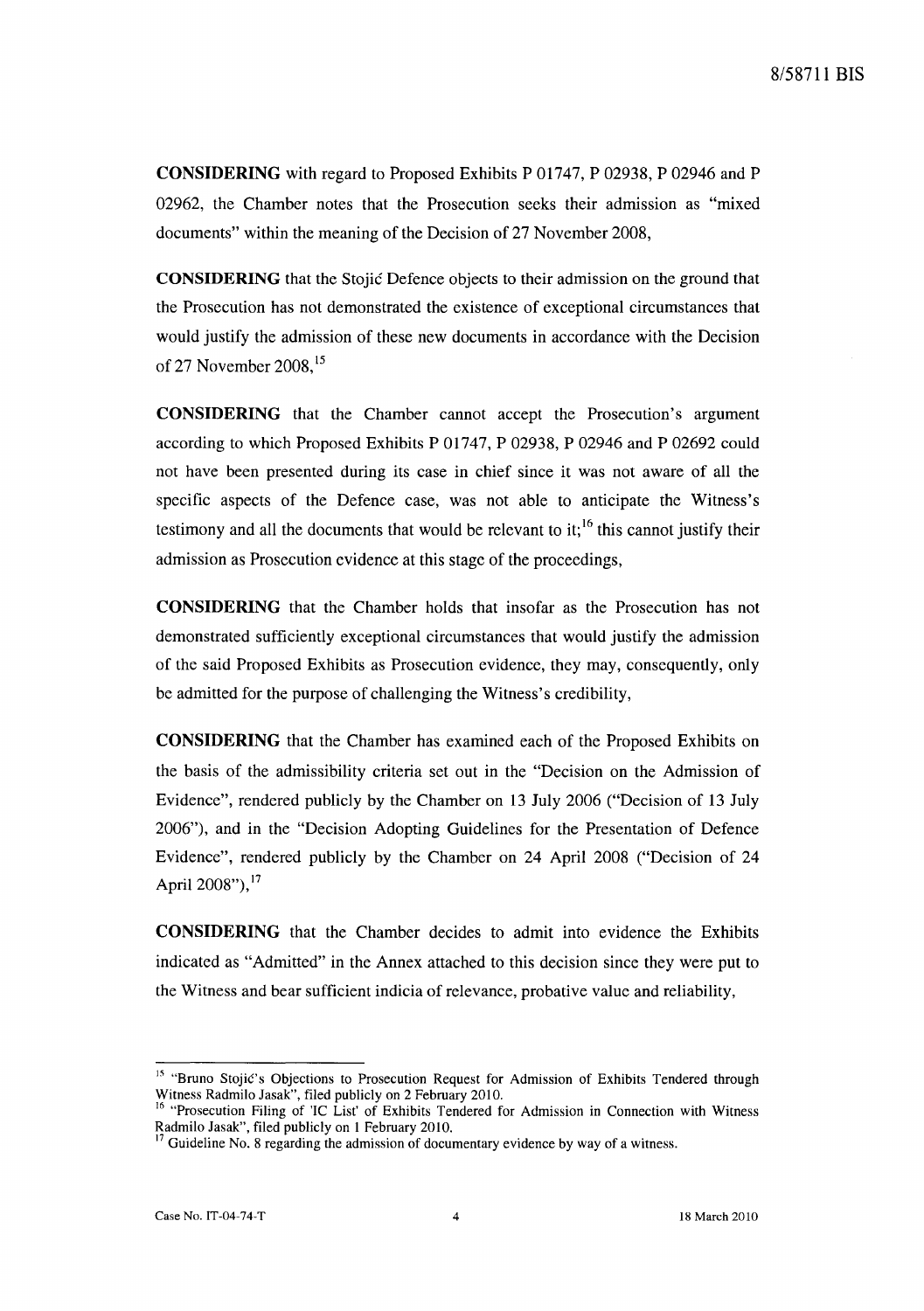**CONSIDERING** with regard to Proposed Exhibits P 01747, P 02938, P 02946 and P 02962, the Chamber notes that the Prosecution seeks their admission as "mixed documents" within the meaning of the Decision of 27 November 2008,

**CONSIDERING** that the Stojić Defence objects to their admission on the ground that the Prosecution has not demonstrated the existence of exceptional circumstances that would justify the admission of these new documents in accordance with the Decision of 27 November 2008,[15]

**CONSIDERING** that the Chamber cannot accept the Prosecution's argument according to which Proposed Exhibits P 01747, P 02938, P 02946 and P 02692 could not have been presented during its case in chief since it was not aware of all the specific aspects of the Defence case, was not able to anticipate the Witness's testimony and all the documents that would be relevant to it;[16] this cannot justify their admission as Prosecution evidence at this stage of the proceedings,

**CONSIDERING** that the Chamber holds that insofar as the Prosecution has not demonstrated sufficiently exceptional circumstances that would justify the admission of the said Proposed Exhibits as Prosecution evidence, they may, consequently, only be admitted for the purpose of challenging the Witness's credibility,

**CONSIDERING** that the Chamber has examined each of the Proposed Exhibits on the basis of the admissibility criteria set out in the "Decision on the Admission of Evidence", rendered publicly by the Chamber on 13 July 2006 ("Decision of 13 July 2006"), and in the "Decision Adopting Guidelines for the Presentation of Defence Evidence", rendered publicly by the Chamber on 24 April 2008 ("Decision of 24 April 2008"),[17]

**CONSIDERING** that the Chamber decides to admit into evidence the Exhibits indicated as "Admitted" in the Annex attached to this decision since they were put to the Witness and bear sufficient indicia of relevance, probative value and reliability,

---

[15] "Bruno Stojić's Objections to Prosecution Request for Admission of Exhibits Tendered through Witness Radmilo Jasak", filed publicly on 2 February 2010.

[16] "Prosecution Filing of 'IC List' of Exhibits Tendered for Admission in Connection with Witness Radmilo Jasak", filed publicly on 1 February 2010.

[17] Guideline No. 8 regarding the admission of documentary evidence by way of a witness.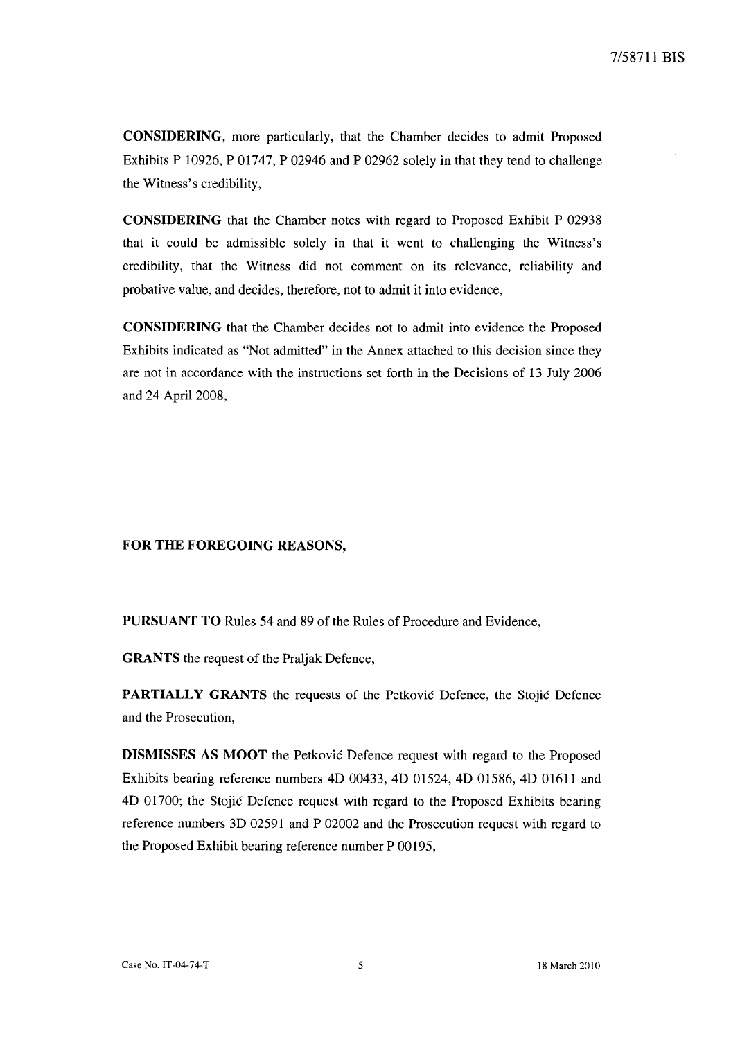**CONSIDERING**, more particularly, that the Chamber decides to admit Proposed Exhibits P 10926, P 01747, P 02946 and P 02962 solely in that they tend to challenge the Witness's credibility,

**CONSIDERING** that the Chamber notes with regard to Proposed Exhibit P 02938 that it could be admissible solely in that it went to challenging the Witness's credibility, that the Witness did not comment on its relevance, reliability and probative value, and decides, therefore, not to admit it into evidence,

**CONSIDERING** that the Chamber decides not to admit into evidence the Proposed Exhibits indicated as "Not admitted" in the Annex attached to this decision since they are not in accordance with the instructions set forth in the Decisions of 13 July 2006 and 24 April 2008,

**FOR THE FOREGOING REASONS,**

**PURSUANT TO** Rules 54 and 89 of the Rules of Procedure and Evidence,

**GRANTS** the request of the Praljak Defence,

**PARTIALLY GRANTS** the requests of the Petković Defence, the Stojić Defence and the Prosecution,

**DISMISSES AS MOOT** the Petković Defence request with regard to the Proposed Exhibits bearing reference numbers 4D 00433, 4D 01524, 4D 01586, 4D 01611 and 4D 01700; the Stojić Defence request with regard to the Proposed Exhibits bearing reference numbers 3D 02591 and P 02002 and the Prosecution request with regard to the Proposed Exhibit bearing reference number P 00195,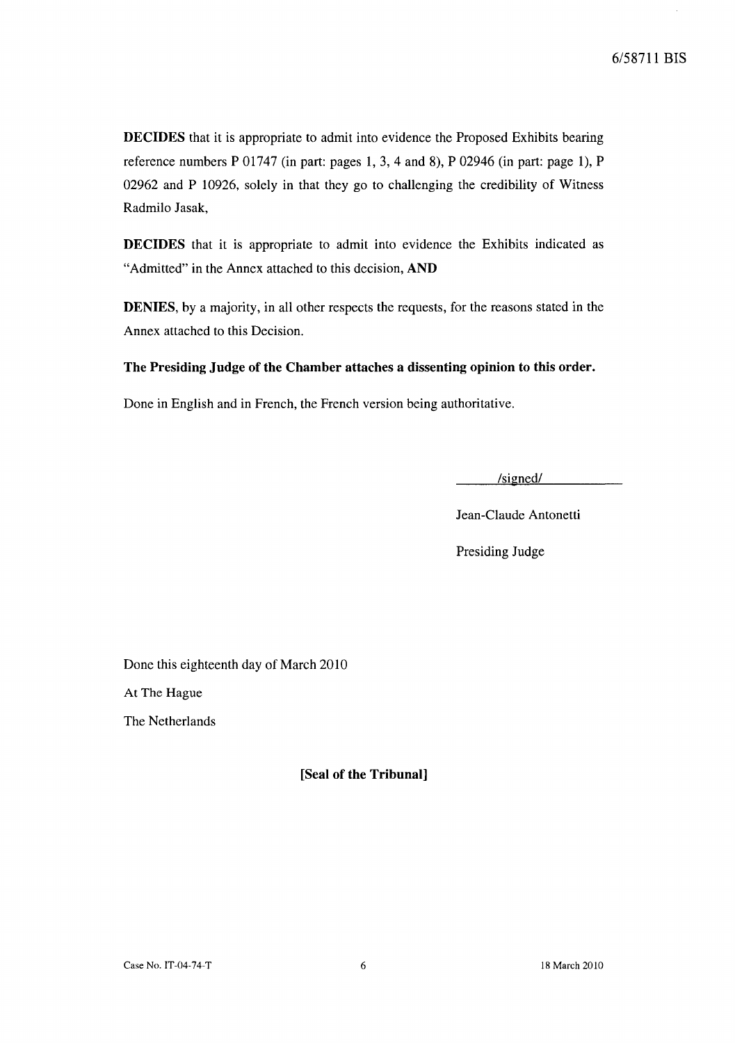**DECIDES** that it is appropriate to admit into evidence the Proposed Exhibits bearing reference numbers P 01747 (in part: pages 1, 3, 4 and 8), P 02946 (in part: page 1), P 02962 and P 10926, solely in that they go to challenging the credibility of Witness Radmilo Jasak,

**DECIDES** that it is appropriate to admit into evidence the Exhibits indicated as "Admitted" in the Annex attached to this decision, **AND**

**DENIES**, by a majority, in all other respects the requests, for the reasons stated in the Annex attached to this Decision.

**The Presiding Judge of the Chamber attaches a dissenting opinion to this order.**

Done in English and in French, the French version being authoritative.

/signed/

Jean-Claude Antonetti

Presiding Judge

Done this eighteenth day of March 2010

At The Hague

The Netherlands

**[Seal of the Tribunal]**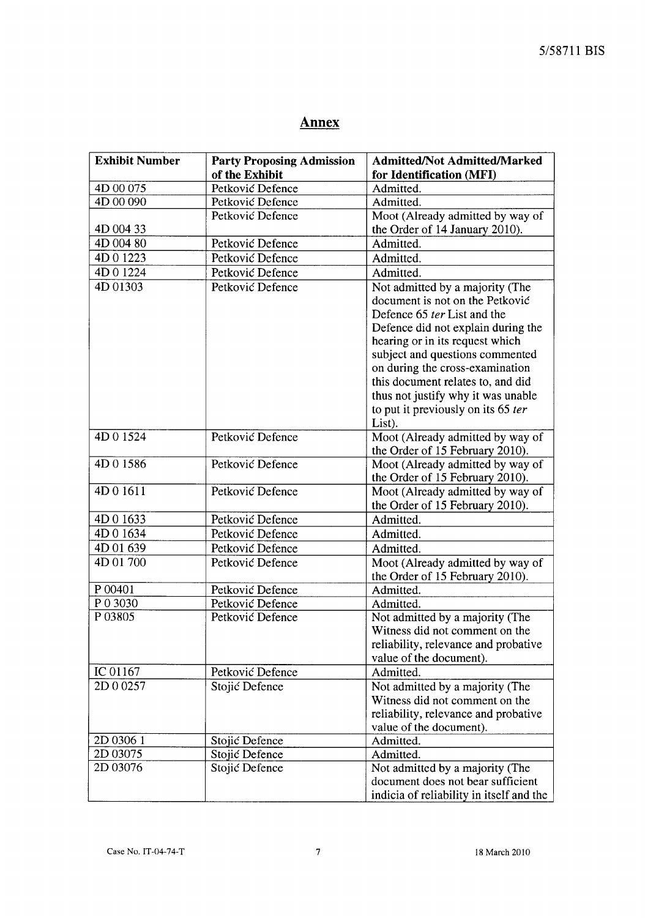## Annex

| Exhibit Number | Party Proposing Admission of the Exhibit | Admitted/Not Admitted/Marked for Identification (MFI) |
|---|---|---|
| 4D 00 075 | Petković Defence | Admitted. |
| 4D 00 090 | Petković Defence | Admitted. |
| 4D 004 33 | Petković Defence | Moot (Already admitted by way of the Order of 14 January 2010). |
| 4D 004 80 | Petković Defence | Admitted. |
| 4D 0 1223 | Petković Defence | Admitted. |
| 4D 0 1224 | Petković Defence | Admitted. |
| 4D 01303 | Petković Defence | Not admitted by a majority (The document is not on the Petković Defence 65 *ter* List and the Defence did not explain during the hearing or in its request which subject and questions commented on during the cross-examination this document relates to, and did thus not justify why it was unable to put it previously on its 65 *ter* List). |
| 4D 0 1524 | Petković Defence | Moot (Already admitted by way of the Order of 15 February 2010). |
| 4D 0 1586 | Petković Defence | Moot (Already admitted by way of the Order of 15 February 2010). |
| 4D 0 1611 | Petković Defence | Moot (Already admitted by way of the Order of 15 February 2010). |
| 4D 0 1633 | Petković Defence | Admitted. |
| 4D 0 1634 | Petković Defence | Admitted. |
| 4D 01 639 | Petković Defence | Admitted. |
| 4D 01 700 | Petković Defence | Moot (Already admitted by way of the Order of 15 February 2010). |
| P 00401 | Petković Defence | Admitted. |
| P 0 3030 | Petković Defence | Admitted. |
| P 03805 | Petković Defence | Not admitted by a majority (The Witness did not comment on the reliability, relevance and probative value of the document). |
| IC 01167 | Petković Defence | Admitted. |
| 2D 0 0257 | Stojić Defence | Not admitted by a majority (The Witness did not comment on the reliability, relevance and probative value of the document). |
| 2D 0306 1 | Stojić Defence | Admitted. |
| 2D 03075 | Stojić Defence | Admitted. |
| 2D 03076 | Stojić Defence | Not admitted by a majority (The document does not bear sufficient indicia of reliability in itself and the |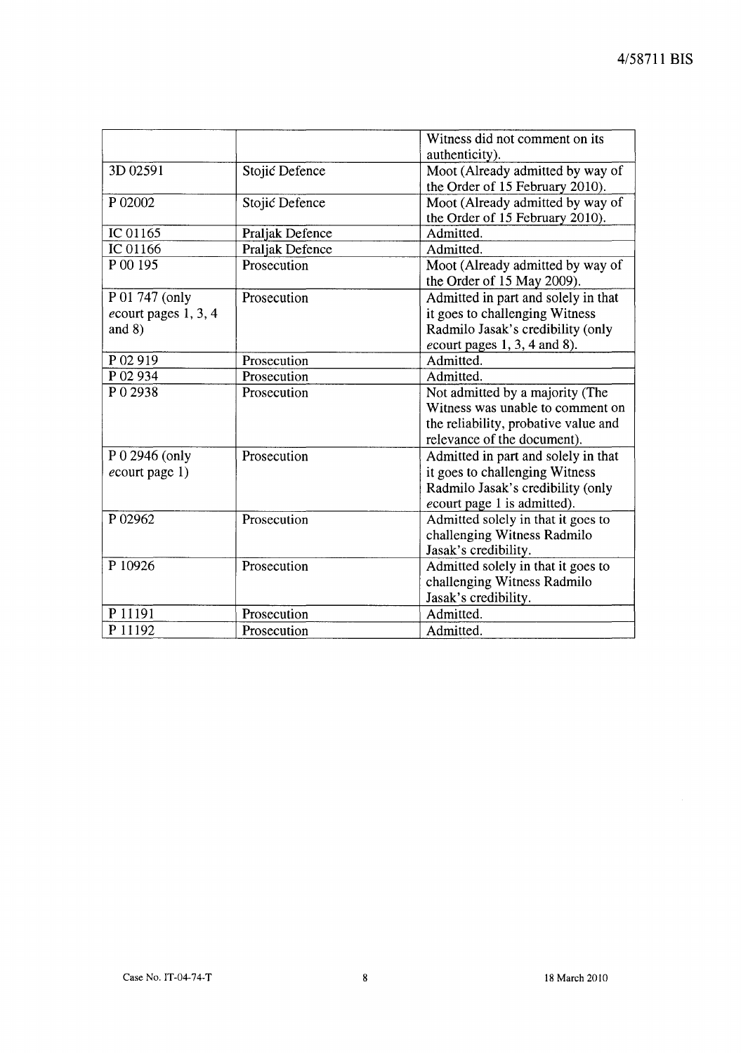| | | |
|---|---|---|
| | | Witness did not comment on its authenticity). |
| 3D 02591 | Stojić Defence | Moot (Already admitted by way of the Order of 15 February 2010). |
| P 02002 | Stojić Defence | Moot (Already admitted by way of the Order of 15 February 2010). |
| IC 01165 | Praljak Defence | Admitted. |
| IC 01166 | Praljak Defence | Admitted. |
| P 00 195 | Prosecution | Moot (Already admitted by way of the Order of 15 May 2009). |
| P 01 747 (only *e*court pages 1, 3, 4 and 8) | Prosecution | Admitted in part and solely in that it goes to challenging Witness Radmilo Jasak's credibility (only *e*court pages 1, 3, 4 and 8). |
| P 02 919 | Prosecution | Admitted. |
| P 02 934 | Prosecution | Admitted. |
| P 0 2938 | Prosecution | Not admitted by a majority (The Witness was unable to comment on the reliability, probative value and relevance of the document). |
| P 0 2946 (only *e*court page 1) | Prosecution | Admitted in part and solely in that it goes to challenging Witness Radmilo Jasak's credibility (only *e*court page 1 is admitted). |
| P 02962 | Prosecution | Admitted solely in that it goes to challenging Witness Radmilo Jasak's credibility. |
| P 10926 | Prosecution | Admitted solely in that it goes to challenging Witness Radmilo Jasak's credibility. |
| P 11191 | Prosecution | Admitted. |
| P 11192 | Prosecution | Admitted. |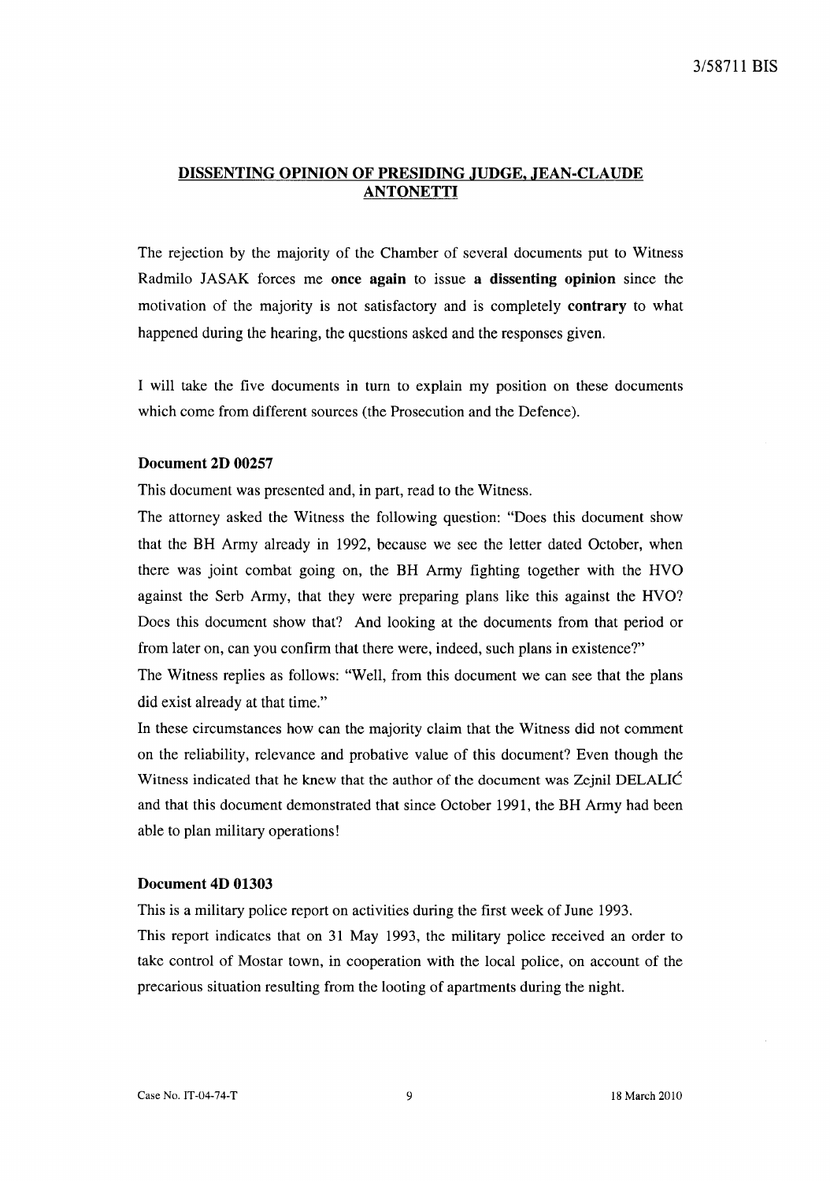## DISSENTING OPINION OF PRESIDING JUDGE, JEAN-CLAUDE ANTONETTI

The rejection by the majority of the Chamber of several documents put to Witness Radmilo JASAK forces me **once again** to issue **a dissenting opinion** since the motivation of the majority is not satisfactory and is completely **contrary** to what happened during the hearing, the questions asked and the responses given.

I will take the five documents in turn to explain my position on these documents which come from different sources (the Prosecution and the Defence).

### Document 2D 00257

This document was presented and, in part, read to the Witness.

The attorney asked the Witness the following question: "Does this document show that the BH Army already in 1992, because we see the letter dated October, when there was joint combat going on, the BH Army fighting together with the HVO against the Serb Army, that they were preparing plans like this against the HVO? Does this document show that? And looking at the documents from that period or from later on, can you confirm that there were, indeed, such plans in existence?"

The Witness replies as follows: "Well, from this document we can see that the plans did exist already at that time."

In these circumstances how can the majority claim that the Witness did not comment on the reliability, relevance and probative value of this document? Even though the Witness indicated that he knew that the author of the document was Zejnil DELALIĆ and that this document demonstrated that since October 1991, the BH Army had been able to plan military operations!

### Document 4D 01303

This is a military police report on activities during the first week of June 1993.

This report indicates that on 31 May 1993, the military police received an order to take control of Mostar town, in cooperation with the local police, on account of the precarious situation resulting from the looting of apartments during the night.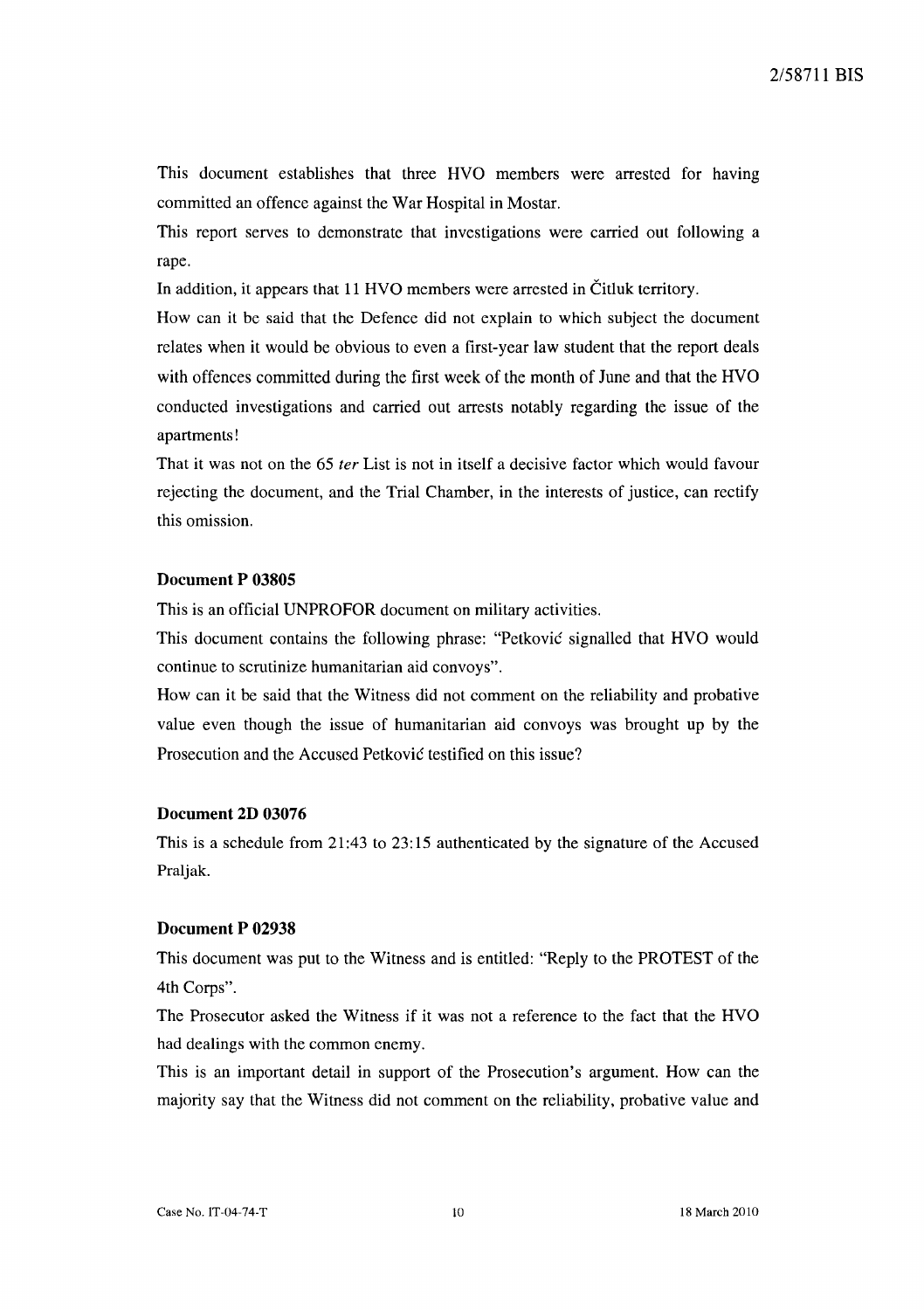This document establishes that three HVO members were arrested for having committed an offence against the War Hospital in Mostar.

This report serves to demonstrate that investigations were carried out following a rape.

In addition, it appears that 11 HVO members were arrested in Čitluk territory.

How can it be said that the Defence did not explain to which subject the document relates when it would be obvious to even a first-year law student that the report deals with offences committed during the first week of the month of June and that the HVO conducted investigations and carried out arrests notably regarding the issue of the apartments!

That it was not on the 65 *ter* List is not in itself a decisive factor which would favour rejecting the document, and the Trial Chamber, in the interests of justice, can rectify this omission.

**Document P 03805**

This is an official UNPROFOR document on military activities.

This document contains the following phrase: "Petković signalled that HVO would continue to scrutinize humanitarian aid convoys".

How can it be said that the Witness did not comment on the reliability and probative value even though the issue of humanitarian aid convoys was brought up by the Prosecution and the Accused Petković testified on this issue?

**Document 2D 03076**

This is a schedule from 21:43 to 23:15 authenticated by the signature of the Accused Praljak.

**Document P 02938**

This document was put to the Witness and is entitled: "Reply to the PROTEST of the 4th Corps".

The Prosecutor asked the Witness if it was not a reference to the fact that the HVO had dealings with the common enemy.

This is an important detail in support of the Prosecution's argument. How can the majority say that the Witness did not comment on the reliability, probative value and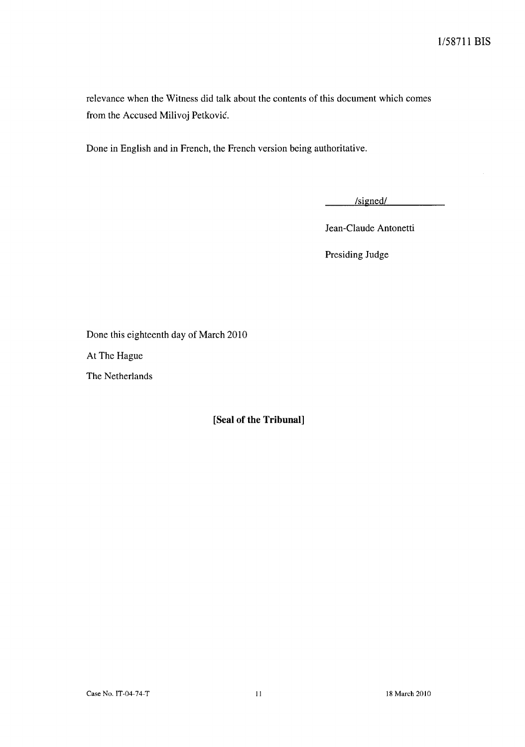relevance when the Witness did talk about the contents of this document which comes from the Accused Milivoj Petković.

Done in English and in French, the French version being authoritative.

/signed/

Jean-Claude Antonetti

Presiding Judge

Done this eighteenth day of March 2010

At The Hague

The Netherlands

**[Seal of the Tribunal]**